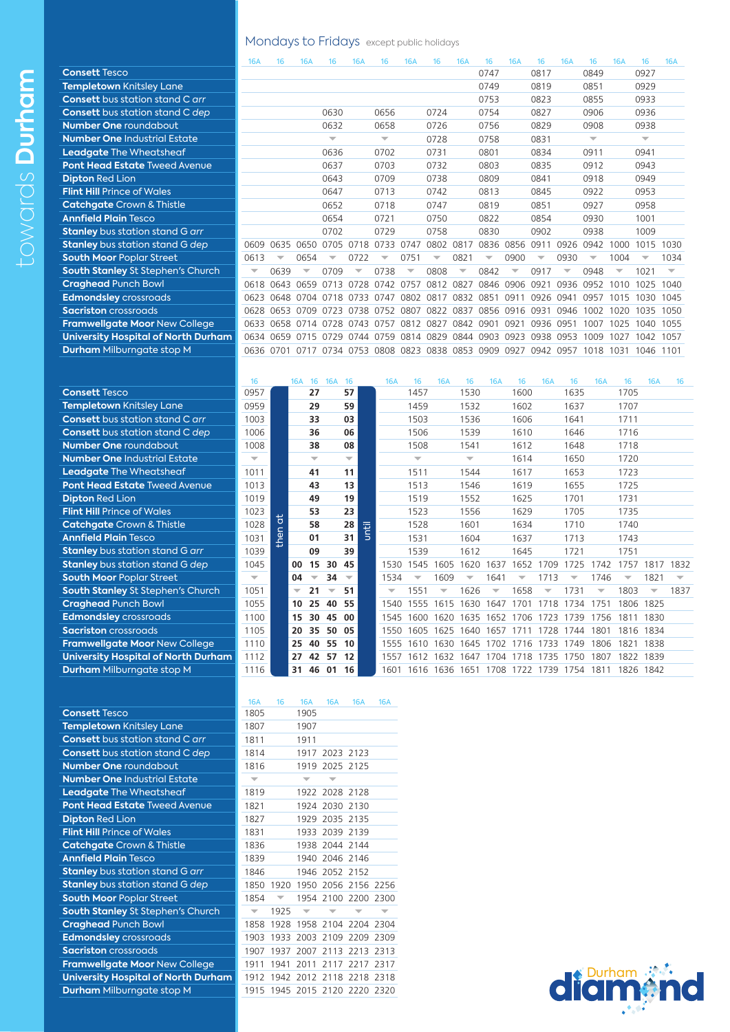# towards Durham

## Mondays to Fridays except public holidays

| | 16A | 16 | 16A | 16 | 16A | 16 | 16A | 16 | 16A | 16 | 16A | 16 | 16A | 16 | 16A | 16 | 16A |
|---|---|---|---|---|---|---|---|---|---|---|---|---|---|---|---|---|---|
| **Consett** Tesco | | | | | | | | | | 0747 | | 0817 | | 0849 | | 0927 | |
| **Templetown** Knitsley Lane | | | | | | | | | | 0749 | | 0819 | | 0851 | | 0929 | |
| **Consett** bus station stand C *arr* | | | | | | | | | | 0753 | | 0823 | | 0855 | | 0933 | |
| **Consett** bus station stand C *dep* | | | | 0630 | | 0656 | | 0724 | | 0754 | | 0827 | | 0906 | | 0936 | |
| **Number One** roundabout | | | | 0632 | | 0658 | | 0726 | | 0756 | | 0829 | | 0908 | | 0938 | |
| **Number One** Industrial Estate | | | | ▼ | | ▼ | | 0728 | | 0758 | | 0831 | | ▼ | | ▼ | |
| **Leadgate** The Wheatsheaf | | | | 0636 | | 0702 | | 0731 | | 0801 | | 0834 | | 0911 | | 0941 | |
| **Pont Head Estate** Tweed Avenue | | | | 0637 | | 0703 | | 0732 | | 0803 | | 0835 | | 0912 | | 0943 | |
| **Dipton** Red Lion | | | | 0643 | | 0709 | | 0738 | | 0809 | | 0841 | | 0918 | | 0949 | |
| **Flint Hill** Prince of Wales | | | | 0647 | | 0713 | | 0742 | | 0813 | | 0845 | | 0922 | | 0953 | |
| **Catchgate** Crown & Thistle | | | | 0652 | | 0718 | | 0747 | | 0819 | | 0851 | | 0927 | | 0958 | |
| **Annfield Plain** Tesco | | | | 0654 | | 0721 | | 0750 | | 0822 | | 0854 | | 0930 | | 1001 | |
| **Stanley** bus station stand G *arr* | | | | 0702 | | 0729 | | 0758 | | 0830 | | 0902 | | 0938 | | 1009 | |
| **Stanley** bus station stand G *dep* | 0609 | 0635 | 0650 | 0705 | 0718 | 0733 | 0747 | 0802 | 0817 | 0836 | 0856 | 0911 | 0926 | 0942 | 1000 | 1015 | 1030 |
| **South Moor** Poplar Street | 0613 | ▼ | 0654 | ▼ | 0722 | ▼ | 0751 | ▼ | 0821 | ▼ | 0900 | ▼ | 0930 | ▼ | 1004 | ▼ | 1034 |
| **South Stanley** St Stephen's Church | ▼ | 0639 | ▼ | 0709 | ▼ | 0738 | ▼ | 0808 | ▼ | 0842 | ▼ | 0917 | ▼ | 0948 | ▼ | 1021 | ▼ |
| **Craghead** Punch Bowl | 0618 | 0643 | 0659 | 0713 | 0728 | 0742 | 0757 | 0812 | 0827 | 0846 | 0906 | 0921 | 0936 | 0952 | 1010 | 1025 | 1040 |
| **Edmondsley** crossroads | 0623 | 0648 | 0704 | 0718 | 0733 | 0747 | 0802 | 0817 | 0832 | 0851 | 0911 | 0926 | 0941 | 0957 | 1015 | 1030 | 1045 |
| **Sacriston** crossroads | 0628 | 0653 | 0709 | 0723 | 0738 | 0752 | 0807 | 0822 | 0837 | 0856 | 0916 | 0931 | 0946 | 1002 | 1020 | 1035 | 1050 |
| **Framwellgate Moor** New College | 0633 | 0658 | 0714 | 0728 | 0743 | 0757 | 0812 | 0827 | 0842 | 0901 | 0921 | 0936 | 0951 | 1007 | 1025 | 1040 | 1055 |
| **University Hospital of North Durham** | 0634 | 0659 | 0715 | 0729 | 0744 | 0759 | 0814 | 0829 | 0844 | 0903 | 0923 | 0938 | 0953 | 1009 | 1027 | 1042 | 1057 |
| **Durham** Milburngate stop M | 0636 | 0701 | 0717 | 0734 | 0753 | 0808 | 0823 | 0838 | 0853 | 0909 | 0927 | 0942 | 0957 | 1018 | 1031 | 1046 | 1101 |

| | 16 | then at | 16A | 16 | 16A | 16 | until | 16A | 16 | 16A | 16 | 16A | 16 | 16A | 16 | 16A | 16 | 16A | 16 |
|---|---|---|---|---|---|---|---|---|---|---|---|---|---|---|---|---|---|---|---|
| **Consett** Tesco | 0957 | | | 27 | | 57 | | | 1457 | | 1530 | | 1600 | | 1635 | | 1705 | | |
| **Templetown** Knitsley Lane | 0959 | | | 29 | | 59 | | | 1459 | | 1532 | | 1602 | | 1637 | | 1707 | | |
| **Consett** bus station stand C *arr* | 1003 | | | 33 | | 03 | | | 1503 | | 1536 | | 1606 | | 1641 | | 1711 | | |
| **Consett** bus station stand C *dep* | 1006 | | | 36 | | 06 | | | 1506 | | 1539 | | 1610 | | 1646 | | 1716 | | |
| **Number One** roundabout | 1008 | | | 38 | | 08 | | | 1508 | | 1541 | | 1612 | | 1648 | | 1718 | | |
| **Number One** Industrial Estate | ▼ | | | ▼ | | ▼ | | | ▼ | | ▼ | | 1614 | | 1650 | | 1720 | | |
| **Leadgate** The Wheatsheaf | 1011 | | | 41 | | 11 | | | 1511 | | 1544 | | 1617 | | 1653 | | 1723 | | |
| **Pont Head Estate** Tweed Avenue | 1013 | | | 43 | | 13 | | | 1513 | | 1546 | | 1619 | | 1655 | | 1725 | | |
| **Dipton** Red Lion | 1019 | | | 49 | | 19 | | | 1519 | | 1552 | | 1625 | | 1701 | | 1731 | | |
| **Flint Hill** Prince of Wales | 1023 | | | 53 | | 23 | | | 1523 | | 1556 | | 1629 | | 1705 | | 1735 | | |
| **Catchgate** Crown & Thistle | 1028 | | | 58 | | 28 | | | 1528 | | 1601 | | 1634 | | 1710 | | 1740 | | |
| **Annfield Plain** Tesco | 1031 | | | 01 | | 31 | | | 1531 | | 1604 | | 1637 | | 1713 | | 1743 | | |
| **Stanley** bus station stand G *arr* | 1039 | | | 09 | | 39 | | | 1539 | | 1612 | | 1645 | | 1721 | | 1751 | | |
| **Stanley** bus station stand G *dep* | 1045 | | 00 | 15 | 30 | 45 | | 1530 | 1545 | 1605 | 1620 | 1637 | 1652 | 1709 | 1725 | 1742 | 1757 | 1817 | 1832 |
| **South Moor** Poplar Street | ▼ | | 04 | ▼ | 34 | ▼ | | 1534 | ▼ | 1609 | ▼ | 1641 | ▼ | 1713 | ▼ | 1746 | ▼ | 1821 | ▼ |
| **South Stanley** St Stephen's Church | 1051 | | ▼ | 21 | ▼ | 51 | | ▼ | 1551 | ▼ | 1626 | ▼ | 1658 | ▼ | 1731 | ▼ | 1803 | ▼ | 1837 |
| **Craghead** Punch Bowl | 1055 | | 10 | 25 | 40 | 55 | | 1540 | 1555 | 1615 | 1630 | 1647 | 1701 | 1718 | 1734 | 1751 | 1806 | 1825 | |
| **Edmondsley** crossroads | 1100 | | 15 | 30 | 45 | 00 | | 1545 | 1600 | 1620 | 1635 | 1652 | 1706 | 1723 | 1739 | 1756 | 1811 | 1830 | |
| **Sacriston** crossroads | 1105 | | 20 | 35 | 50 | 05 | | 1550 | 1605 | 1625 | 1640 | 1657 | 1711 | 1728 | 1744 | 1801 | 1816 | 1834 | |
| **Framwellgate Moor** New College | 1110 | | 25 | 40 | 55 | 10 | | 1555 | 1610 | 1630 | 1645 | 1702 | 1716 | 1733 | 1749 | 1806 | 1821 | 1838 | |
| **University Hospital of North Durham** | 1112 | | 27 | 42 | 57 | 12 | | 1557 | 1612 | 1632 | 1647 | 1704 | 1718 | 1735 | 1750 | 1807 | 1822 | 1839 | |
| **Durham** Milburngate stop M | 1116 | | 31 | 46 | 01 | 16 | | 1601 | 1616 | 1636 | 1651 | 1708 | 1722 | 1739 | 1754 | 1811 | 1826 | 1842 | |

| | 16A | 16 | 16A | 16A | 16A | 16A |
|---|---|---|---|---|---|---|
| **Consett** Tesco | 1805 | | 1905 | | | |
| **Templetown** Knitsley Lane | 1807 | | 1907 | | | |
| **Consett** bus station stand C *arr* | 1811 | | 1911 | | | |
| **Consett** bus station stand C *dep* | 1814 | | 1917 | 2023 | 2123 | |
| **Number One** roundabout | 1816 | | 1919 | 2025 | 2125 | |
| **Number One** Industrial Estate | ▼ | | ▼ | ▼ | | |
| **Leadgate** The Wheatsheaf | 1819 | | 1922 | 2028 | 2128 | |
| **Pont Head Estate** Tweed Avenue | 1821 | | 1924 | 2030 | 2130 | |
| **Dipton** Red Lion | 1827 | | 1929 | 2035 | 2135 | |
| **Flint Hill** Prince of Wales | 1831 | | 1933 | 2039 | 2139 | |
| **Catchgate** Crown & Thistle | 1836 | | 1938 | 2044 | 2144 | |
| **Annfield Plain** Tesco | 1839 | | 1940 | 2046 | 2146 | |
| **Stanley** bus station stand G *arr* | 1846 | | 1946 | 2052 | 2152 | |
| **Stanley** bus station stand G *dep* | 1850 | 1920 | 1950 | 2056 | 2156 | 2256 |
| **South Moor** Poplar Street | 1854 | ▼ | 1954 | 2100 | 2200 | 2300 |
| **South Stanley** St Stephen's Church | ▼ | 1925 | ▼ | ▼ | ▼ | ▼ |
| **Craghead** Punch Bowl | 1858 | 1928 | 1958 | 2104 | 2204 | 2304 |
| **Edmondsley** crossroads | 1903 | 1933 | 2003 | 2109 | 2209 | 2309 |
| **Sacriston** crossroads | 1907 | 1937 | 2007 | 2113 | 2213 | 2313 |
| **Framwellgate Moor** New College | 1911 | 1941 | 2011 | 2117 | 2217 | 2317 |
| **University Hospital of North Durham** | 1912 | 1942 | 2012 | 2118 | 2218 | 2318 |
| **Durham** Milburngate stop M | 1915 | 1945 | 2015 | 2120 | 2220 | 2320 |

Durham diamond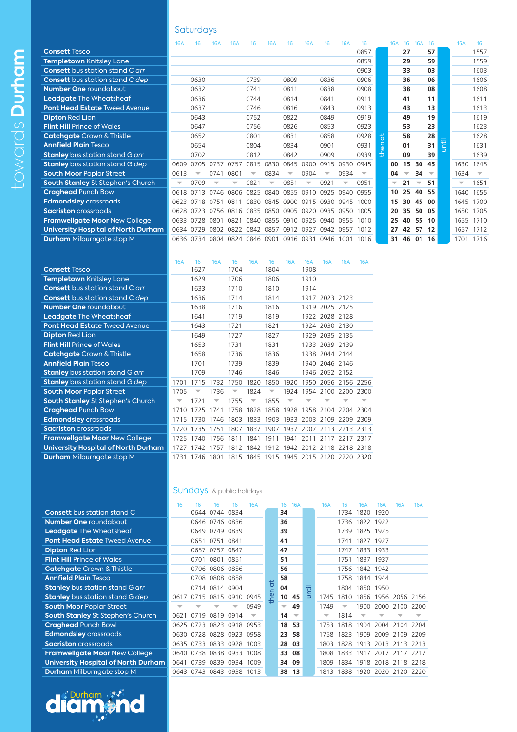# towards Durham

## Saturdays

| | 16A | 16 | 16A | 16A | 16 | 16A | 16 | 16A | 16 | 16A | 16 | | 16A | 16 | 16A | 16 | | 16A | 16 |
|---|---|---|---|---|---|---|---|---|---|---|---|---|---|---|---|---|---|---|---|
| **Consett** Tesco | | | | | | | | | | | 0857 | then at | | 27 | | 57 | until | | 1557 |
| **Templetown** Knitsley Lane | | | | | | | | | | | 0859 | | | 29 | | 59 | | | 1559 |
| **Consett** bus station stand C *arr* | | | | | | | | | | | 0903 | | | 33 | | 03 | | | 1603 |
| **Consett** bus station stand C *dep* | | 0630 | | | 0739 | | 0809 | | 0836 | | 0906 | | | 36 | | 06 | | | 1606 |
| **Number One** roundabout | | 0632 | | | 0741 | | 0811 | | 0838 | | 0908 | | | 38 | | 08 | | | 1608 |
| **Leadgate** The Wheatsheaf | | 0636 | | | 0744 | | 0814 | | 0841 | | 0911 | | | 41 | | 11 | | | 1611 |
| **Pont Head Estate** Tweed Avenue | | 0637 | | | 0746 | | 0816 | | 0843 | | 0913 | | | 43 | | 13 | | | 1613 |
| **Dipton** Red Lion | | 0643 | | | 0752 | | 0822 | | 0849 | | 0919 | | | 49 | | 19 | | | 1619 |
| **Flint Hill** Prince of Wales | | 0647 | | | 0756 | | 0826 | | 0853 | | 0923 | | | 53 | | 23 | | | 1623 |
| **Catchgate** Crown & Thistle | | 0652 | | | 0801 | | 0831 | | 0858 | | 0928 | | | 58 | | 28 | | | 1628 |
| **Annfield Plain** Tesco | | 0654 | | | 0804 | | 0834 | | 0901 | | 0931 | | | 01 | | 31 | | | 1631 |
| **Stanley** bus station stand G *arr* | | 0702 | | | 0812 | | 0842 | | 0909 | | 0939 | | | 09 | | 39 | | | 1639 |
| **Stanley** bus station stand G *dep* | 0609 | 0705 | 0737 | 0757 | 0815 | 0830 | 0845 | 0900 | 0915 | 0930 | 0945 | | 00 | 15 | 30 | 45 | | 1630 | 1645 |
| **South Moor** Poplar Street | 0613 | ▼ | 0741 | 0801 | ▼ | 0834 | ▼ | 0904 | ▼ | 0934 | ▼ | | 04 | ▼ | 34 | ▼ | | 1634 | ▼ |
| **South Stanley** St Stephen's Church | ▼ | 0709 | ▼ | ▼ | 0821 | ▼ | 0851 | ▼ | 0921 | ▼ | 0951 | | ▼ | 21 | ▼ | 51 | | ▼ | 1651 |
| **Craghead** Punch Bowl | 0618 | 0713 | 0746 | 0806 | 0825 | 0840 | 0855 | 0910 | 0925 | 0940 | 0955 | | 10 | 25 | 40 | 55 | | 1640 | 1655 |
| **Edmondsley** crossroads | 0623 | 0718 | 0751 | 0811 | 0830 | 0845 | 0900 | 0915 | 0930 | 0945 | 1000 | | 15 | 30 | 45 | 00 | | 1645 | 1700 |
| **Sacriston** crossroads | 0628 | 0723 | 0756 | 0816 | 0835 | 0850 | 0905 | 0920 | 0935 | 0950 | 1005 | | 20 | 35 | 50 | 05 | | 1650 | 1705 |
| **Framwellgate Moor** New College | 0633 | 0728 | 0801 | 0821 | 0840 | 0855 | 0910 | 0925 | 0940 | 0955 | 1010 | | 25 | 40 | 55 | 10 | | 1655 | 1710 |
| **University Hospital of North Durham** | 0634 | 0729 | 0802 | 0822 | 0842 | 0857 | 0912 | 0927 | 0942 | 0957 | 1012 | | 27 | 42 | 57 | 12 | | 1657 | 1712 |
| **Durham** Milburngate stop M | 0636 | 0734 | 0804 | 0824 | 0846 | 0901 | 0916 | 0931 | 0946 | 1001 | 1016 | | 31 | 46 | 01 | 16 | | 1701 | 1716 |

| | 16A | 16 | 16A | 16 | 16A | 16 | 16A | 16A | 16A | 16A | 16A |
|---|---|---|---|---|---|---|---|---|---|---|---|
| **Consett** Tesco | | 1627 | | 1704 | | 1804 | | 1908 | | | |
| **Templetown** Knitsley Lane | | 1629 | | 1706 | | 1806 | | 1910 | | | |
| **Consett** bus station stand C *arr* | | 1633 | | 1710 | | 1810 | | 1914 | | | |
| **Consett** bus station stand C *dep* | | 1636 | | 1714 | | 1814 | | 1917 | 2023 | 2123 | |
| **Number One** roundabout | | 1638 | | 1716 | | 1816 | | 1919 | 2025 | 2125 | |
| **Leadgate** The Wheatsheaf | | 1641 | | 1719 | | 1819 | | 1922 | 2028 | 2128 | |
| **Pont Head Estate** Tweed Avenue | | 1643 | | 1721 | | 1821 | | 1924 | 2030 | 2130 | |
| **Dipton** Red Lion | | 1649 | | 1727 | | 1827 | | 1929 | 2035 | 2135 | |
| **Flint Hill** Prince of Wales | | 1653 | | 1731 | | 1831 | | 1933 | 2039 | 2139 | |
| **Catchgate** Crown & Thistle | | 1658 | | 1736 | | 1836 | | 1938 | 2044 | 2144 | |
| **Annfield Plain** Tesco | | 1701 | | 1739 | | 1839 | | 1940 | 2046 | 2146 | |
| **Stanley** bus station stand G *arr* | | 1709 | | 1746 | | 1846 | | 1946 | 2052 | 2152 | |
| **Stanley** bus station stand G *dep* | 1701 | 1715 | 1732 | 1750 | 1820 | 1850 | 1920 | 1950 | 2056 | 2156 | 2256 |
| **South Moor** Poplar Street | 1705 | ▼ | 1736 | ▼ | 1824 | ▼ | 1924 | 1954 | 2100 | 2200 | 2300 |
| **South Stanley** St Stephen's Church | ▼ | 1721 | ▼ | 1755 | ▼ | 1855 | ▼ | ▼ | ▼ | ▼ | ▼ |
| **Craghead** Punch Bowl | 1710 | 1725 | 1741 | 1758 | 1828 | 1858 | 1928 | 1958 | 2104 | 2204 | 2304 |
| **Edmondsley** crossroads | 1715 | 1730 | 1746 | 1803 | 1833 | 1903 | 1933 | 2003 | 2109 | 2209 | 2309 |
| **Sacriston** crossroads | 1720 | 1735 | 1751 | 1807 | 1837 | 1907 | 1937 | 2007 | 2113 | 2213 | 2313 |
| **Framwellgate Moor** New College | 1725 | 1740 | 1756 | 1811 | 1841 | 1911 | 1941 | 2011 | 2117 | 2217 | 2317 |
| **University Hospital of North Durham** | 1727 | 1742 | 1757 | 1812 | 1842 | 1912 | 1942 | 2012 | 2118 | 2218 | 2318 |
| **Durham** Milburngate stop M | 1731 | 1746 | 1801 | 1815 | 1845 | 1915 | 1945 | 2015 | 2120 | 2220 | 2320 |

## Sundays & public holidays

| | 16 | 16 | 16 | 16 | 16A | | 16 | 16A | | 16A | 16 | 16A | 16A | 16A | 16A |
|---|---|---|---|---|---|---|---|---|---|---|---|---|---|---|---|
| **Consett** bus station stand C | | 0644 | 0744 | 0834 | | then at | 34 | | until | | 1734 | 1820 | 1920 | | |
| **Number One** roundabout | | 0646 | 0746 | 0836 | | | 36 | | | | 1736 | 1822 | 1922 | | |
| **Leadgate** The Wheatsheaf | | 0649 | 0749 | 0839 | | | 39 | | | | 1739 | 1825 | 1925 | | |
| **Pont Head Estate** Tweed Avenue | | 0651 | 0751 | 0841 | | | 41 | | | | 1741 | 1827 | 1927 | | |
| **Dipton** Red Lion | | 0657 | 0757 | 0847 | | | 47 | | | | 1747 | 1833 | 1933 | | |
| **Flint Hill** Prince of Wales | | 0701 | 0801 | 0851 | | | 51 | | | | 1751 | 1837 | 1937 | | |
| **Catchgate** Crown & Thistle | | 0706 | 0806 | 0856 | | | 56 | | | | 1756 | 1842 | 1942 | | |
| **Annfield Plain** Tesco | | 0708 | 0808 | 0858 | | | 58 | | | | 1758 | 1844 | 1944 | | |
| **Stanley** bus station stand G *arr* | | 0714 | 0814 | 0904 | | | 04 | | | | 1804 | 1850 | 1950 | | |
| **Stanley** bus station stand G *dep* | 0617 | 0715 | 0815 | 0910 | 0945 | | 10 | 45 | | 1745 | 1810 | 1856 | 1956 | 2056 | 2156 |
| **South Moor** Poplar Street | ▼ | ▼ | ▼ | ▼ | 0949 | | ▼ | 49 | | 1749 | ▼ | 1900 | 2000 | 2100 | 2200 |
| **South Stanley** St Stephen's Church | 0621 | 0719 | 0819 | 0914 | ▼ | | 14 | ▼ | | ▼ | 1814 | ▼ | ▼ | ▼ | ▼ |
| **Craghead** Punch Bowl | 0625 | 0723 | 0823 | 0918 | 0953 | | 18 | 53 | | 1753 | 1818 | 1904 | 2004 | 2104 | 2204 |
| **Edmondsley** crossroads | 0630 | 0728 | 0828 | 0923 | 0958 | | 23 | 58 | | 1758 | 1823 | 1909 | 2009 | 2109 | 2209 |
| **Sacriston** crossroads | 0635 | 0733 | 0833 | 0928 | 1003 | | 28 | 03 | | 1803 | 1828 | 1913 | 2013 | 2113 | 2213 |
| **Framwellgate Moor** New College | 0640 | 0738 | 0838 | 0933 | 1008 | | 33 | 08 | | 1808 | 1833 | 1917 | 2017 | 2117 | 2217 |
| **University Hospital of North Durham** | 0641 | 0739 | 0839 | 0934 | 1009 | | 34 | 09 | | 1809 | 1834 | 1918 | 2018 | 2118 | 2218 |
| **Durham** Milburngate stop M | 0643 | 0743 | 0843 | 0938 | 1013 | | 38 | 13 | | 1813 | 1838 | 1920 | 2020 | 2120 | 2220 |

Durham diamond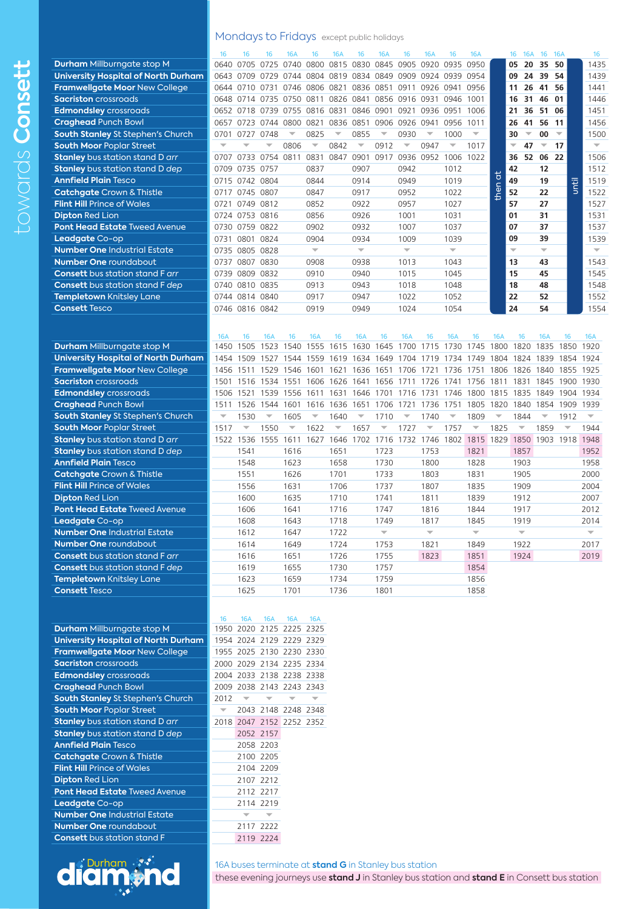# towards Consett

## Mondays to Fridays *except public holidays*

| | 16 | 16 | 16 | 16A | 16 | 16A | 16 | 16A | 16 | 16A | 16 | 16A | | 16 | 16A | 16 | 16A | | 16 |
|---|---|---|---|---|---|---|---|---|---|---|---|---|---|---|---|---|---|---|---|
| **Durham** Millburngate stop M | 0640 | 0705 | 0725 | 0740 | 0800 | 0815 | 0830 | 0845 | 0905 | 0920 | 0935 | 0950 | then at | 05 | 20 | 35 | 50 | until | 1435 |
| **University Hospital of North Durham** | 0643 | 0709 | 0729 | 0744 | 0804 | 0819 | 0834 | 0849 | 0909 | 0924 | 0939 | 0954 | | 09 | 24 | 39 | 54 | | 1439 |
| **Framwellgate Moor** New College | 0644 | 0710 | 0731 | 0746 | 0806 | 0821 | 0836 | 0851 | 0911 | 0926 | 0941 | 0956 | | 11 | 26 | 41 | 56 | | 1441 |
| **Sacriston** crossroads | 0648 | 0714 | 0735 | 0750 | 0811 | 0826 | 0841 | 0856 | 0916 | 0931 | 0946 | 1001 | | 16 | 31 | 46 | 01 | | 1446 |
| **Edmondsley** crossroads | 0652 | 0718 | 0739 | 0755 | 0816 | 0831 | 0846 | 0901 | 0921 | 0936 | 0951 | 1006 | | 21 | 36 | 51 | 06 | | 1451 |
| **Craghead** Punch Bowl | 0657 | 0723 | 0744 | 0800 | 0821 | 0836 | 0851 | 0906 | 0926 | 0941 | 0956 | 1011 | | 26 | 41 | 56 | 11 | | 1456 |
| **South Stanley** St Stephen's Church | 0701 | 0727 | 0748 | ▼ | 0825 | ▼ | 0855 | ▼ | 0930 | ▼ | 1000 | ▼ | | 30 | ▼ | 00 | ▼ | | 1500 |
| **South Moor** Poplar Street | ▼ | ▼ | ▼ | 0806 | ▼ | 0842 | ▼ | 0912 | ▼ | 0947 | ▼ | 1017 | | ▼ | 47 | ▼ | 17 | | ▼ |
| **Stanley** bus station stand D *arr* | 0707 | 0733 | 0754 | 0811 | 0831 | 0847 | 0901 | 0917 | 0936 | 0952 | 1006 | 1022 | | 36 | 52 | 06 | 22 | | 1506 |
| **Stanley** bus station stand D *dep* | 0709 | 0735 | 0757 | | 0837 | | 0907 | | 0942 | | 1012 | | | 42 | | 12 | | | 1512 |
| **Annfield Plain** Tesco | 0715 | 0742 | 0804 | | 0844 | | 0914 | | 0949 | | 1019 | | | 49 | | 19 | | | 1519 |
| **Catchgate** Crown & Thistle | 0717 | 0745 | 0807 | | 0847 | | 0917 | | 0952 | | 1022 | | | 52 | | 22 | | | 1522 |
| **Flint Hill** Prince of Wales | 0721 | 0749 | 0812 | | 0852 | | 0922 | | 0957 | | 1027 | | | 57 | | 27 | | | 1527 |
| **Dipton** Red Lion | 0724 | 0753 | 0816 | | 0856 | | 0926 | | 1001 | | 1031 | | | 01 | | 31 | | | 1531 |
| **Pont Head Estate** Tweed Avenue | 0730 | 0759 | 0822 | | 0902 | | 0932 | | 1007 | | 1037 | | | 07 | | 37 | | | 1537 |
| **Leadgate** Co-op | 0731 | 0801 | 0824 | | 0904 | | 0934 | | 1009 | | 1039 | | | 09 | | 39 | | | 1539 |
| **Number One** Industrial Estate | 0735 | 0805 | 0828 | | ▼ | | ▼ | | ▼ | | ▼ | | | ▼ | | ▼ | | | ▼ |
| **Number One** roundabout | 0737 | 0807 | 0830 | | 0908 | | 0938 | | 1013 | | 1043 | | | 13 | | 43 | | | 1543 |
| **Consett** bus station stand F *arr* | 0739 | 0809 | 0832 | | 0910 | | 0940 | | 1015 | | 1045 | | | 15 | | 45 | | | 1545 |
| **Consett** bus station stand F *dep* | 0740 | 0810 | 0835 | | 0913 | | 0943 | | 1018 | | 1048 | | | 18 | | 48 | | | 1548 |
| **Templetown** Knitsley Lane | 0744 | 0814 | 0840 | | 0917 | | 0947 | | 1022 | | 1052 | | | 22 | | 52 | | | 1552 |
| **Consett** Tesco | 0746 | 0816 | 0842 | | 0919 | | 0949 | | 1024 | | 1054 | | | 24 | | 54 | | | 1554 |

| | 16A | 16 | 16A | 16 | 16A | 16 | 16A | 16 | 16A | 16 | 16A | 16 | 16A | 16 | 16A | 16 | 16A |
|---|---|---|---|---|---|---|---|---|---|---|---|---|---|---|---|---|---|
| **Durham** Millburngate stop M | 1450 | 1505 | 1523 | 1540 | 1555 | 1615 | 1630 | 1645 | 1700 | 1715 | 1730 | 1745 | 1800 | 1820 | 1835 | 1850 | 1920 |
| **University Hospital of North Durham** | 1454 | 1509 | 1527 | 1544 | 1559 | 1619 | 1634 | 1649 | 1704 | 1719 | 1734 | 1749 | 1804 | 1824 | 1839 | 1854 | 1924 |
| **Framwellgate Moor** New College | 1456 | 1511 | 1529 | 1546 | 1601 | 1621 | 1636 | 1651 | 1706 | 1721 | 1736 | 1751 | 1806 | 1826 | 1840 | 1855 | 1925 |
| **Sacriston** crossroads | 1501 | 1516 | 1534 | 1551 | 1606 | 1626 | 1641 | 1656 | 1711 | 1726 | 1741 | 1756 | 1811 | 1831 | 1845 | 1900 | 1930 |
| **Edmondsley** crossroads | 1506 | 1521 | 1539 | 1556 | 1611 | 1631 | 1646 | 1701 | 1716 | 1731 | 1746 | 1800 | 1815 | 1835 | 1849 | 1904 | 1934 |
| **Craghead** Punch Bowl | 1511 | 1526 | 1544 | 1601 | 1616 | 1636 | 1651 | 1706 | 1721 | 1736 | 1751 | 1805 | 1820 | 1840 | 1854 | 1909 | 1939 |
| **South Stanley** St Stephen's Church | ▼ | 1530 | ▼ | 1605 | ▼ | 1640 | ▼ | 1710 | ▼ | 1740 | ▼ | 1809 | ▼ | 1844 | ▼ | 1912 | ▼ |
| **South Moor** Poplar Street | 1517 | ▼ | 1550 | ▼ | 1622 | ▼ | 1657 | ▼ | 1727 | ▼ | 1757 | ▼ | 1825 | ▼ | 1859 | ▼ | 1944 |
| **Stanley** bus station stand D *arr* | 1522 | 1536 | 1555 | 1611 | 1627 | 1646 | 1702 | 1716 | 1732 | 1746 | 1802 | 1815 | 1829 | 1850 | 1903 | 1918 | 1948 |
| **Stanley** bus station stand D *dep* | | 1541 | | 1616 | | 1651 | | 1723 | | 1753 | | 1821 | | 1857 | | | 1952 |
| **Annfield Plain** Tesco | | 1548 | | 1623 | | 1658 | | 1730 | | 1800 | | 1828 | | 1903 | | | 1958 |
| **Catchgate** Crown & Thistle | | 1551 | | 1626 | | 1701 | | 1733 | | 1803 | | 1831 | | 1905 | | | 2000 |
| **Flint Hill** Prince of Wales | | 1556 | | 1631 | | 1706 | | 1737 | | 1807 | | 1835 | | 1909 | | | 2004 |
| **Dipton** Red Lion | | 1600 | | 1635 | | 1710 | | 1741 | | 1811 | | 1839 | | 1912 | | | 2007 |
| **Pont Head Estate** Tweed Avenue | | 1606 | | 1641 | | 1716 | | 1747 | | 1816 | | 1844 | | 1917 | | | 2012 |
| **Leadgate** Co-op | | 1608 | | 1643 | | 1718 | | 1749 | | 1817 | | 1845 | | 1919 | | | 2014 |
| **Number One** Industrial Estate | | 1612 | | 1647 | | 1722 | | ▼ | | ▼ | | ▼ | | ▼ | | | ▼ |
| **Number One** roundabout | | 1614 | | 1649 | | 1724 | | 1753 | | 1821 | | 1849 | | 1922 | | | 2017 |
| **Consett** bus station stand F *arr* | | 1616 | | 1651 | | 1726 | | 1755 | | 1823 | | 1851 | | 1924 | | | 2019 |
| **Consett** bus station stand F *dep* | | 1619 | | 1655 | | 1730 | | 1757 | | | | 1854 | | | | | |
| **Templetown** Knitsley Lane | | 1623 | | 1659 | | 1734 | | 1759 | | | | 1856 | | | | | |
| **Consett** Tesco | | 1625 | | 1701 | | 1736 | | 1801 | | | | 1858 | | | | | |

| | 16 | 16A | 16A | 16A | 16A |
|---|---|---|---|---|---|
| **Durham** Millburngate stop M | 1950 | 2020 | 2125 | 2225 | 2325 |
| **University Hospital of North Durham** | 1954 | 2024 | 2129 | 2229 | 2329 |
| **Framwellgate Moor** New College | 1955 | 2025 | 2130 | 2230 | 2330 |
| **Sacriston** crossroads | 2000 | 2029 | 2134 | 2235 | 2334 |
| **Edmondsley** crossroads | 2004 | 2033 | 2138 | 2238 | 2338 |
| **Craghead** Punch Bowl | 2009 | 2038 | 2143 | 2243 | 2343 |
| **South Stanley** St Stephen's Church | 2012 | ▼ | ▼ | ▼ | ▼ |
| **South Moor** Poplar Street | ▼ | 2043 | 2148 | 2248 | 2348 |
| **Stanley** bus station stand D *arr* | 2018 | 2047 | 2152 | 2252 | 2352 |
| **Stanley** bus station stand D *dep* | | 2052 | 2157 | | |
| **Annfield Plain** Tesco | | 2058 | 2203 | | |
| **Catchgate** Crown & Thistle | | 2100 | 2205 | | |
| **Flint Hill** Prince of Wales | | 2104 | 2209 | | |
| **Dipton** Red Lion | | 2107 | 2212 | | |
| **Pont Head Estate** Tweed Avenue | | 2112 | 2217 | | |
| **Leadgate** Co-op | | 2114 | 2219 | | |
| **Number One** Industrial Estate | | ▼ | ▼ | | |
| **Number One** roundabout | | 2117 | 2222 | | |
| **Consett** bus station stand F | | 2119 | 2224 | | |

16A buses terminate at **stand G** in Stanley bus station

these evening journeys use **stand J** in Stanley bus station and **stand E** in Consett bus station

Durham diamond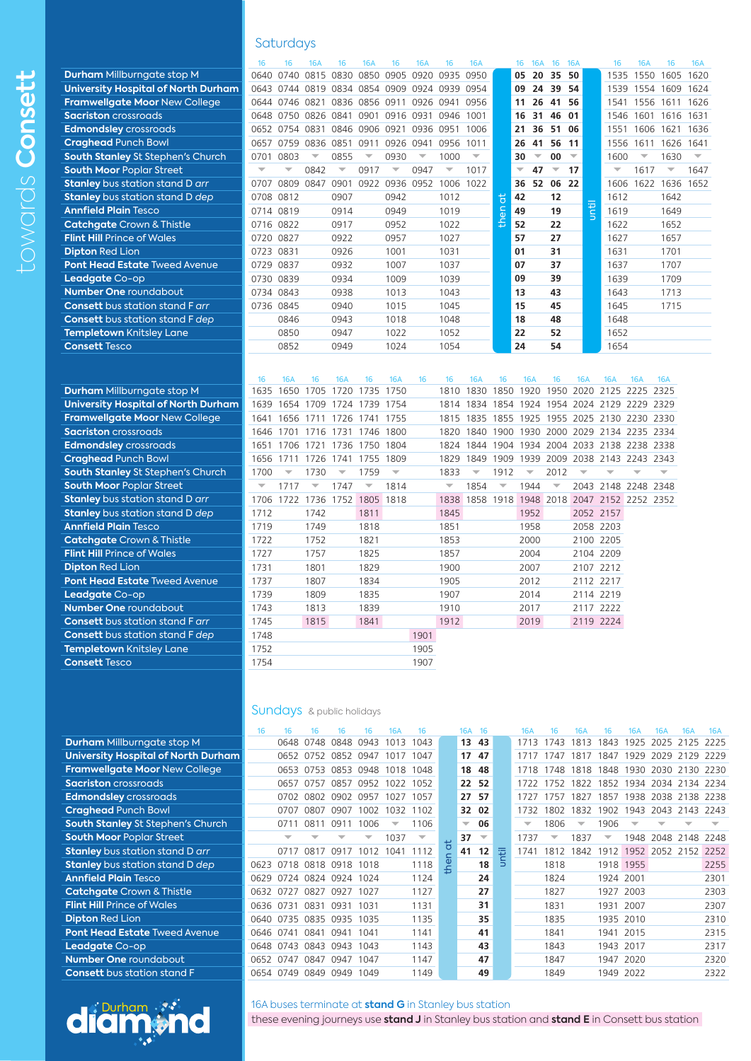# towards Consett

## Saturdays

| | 16 | 16 | 16A | 16 | 16A | 16 | 16A | 16 | 16A | | 16 | 16A | 16 | 16A | | 16 | 16A | 16 | 16A |
|---|---|---|---|---|---|---|---|---|---|---|---|---|---|---|---|---|---|---|---|
| **Durham** Millburngate stop M | 0640 | 0740 | 0815 | 0830 | 0850 | 0905 | 0920 | 0935 | 0950 | then at | 05 | 20 | 35 | 50 | until | 1535 | 1550 | 1605 | 1620 |
| **University Hospital of North Durham** | 0643 | 0744 | 0819 | 0834 | 0854 | 0909 | 0924 | 0939 | 0954 | | 09 | 24 | 39 | 54 | | 1539 | 1554 | 1609 | 1624 |
| **Framwellgate Moor** New College | 0644 | 0746 | 0821 | 0836 | 0856 | 0911 | 0926 | 0941 | 0956 | | 11 | 26 | 41 | 56 | | 1541 | 1556 | 1611 | 1626 |
| **Sacriston** crossroads | 0648 | 0750 | 0826 | 0841 | 0901 | 0916 | 0931 | 0946 | 1001 | | 16 | 31 | 46 | 01 | | 1546 | 1601 | 1616 | 1631 |
| **Edmondsley** crossroads | 0652 | 0754 | 0831 | 0846 | 0906 | 0921 | 0936 | 0951 | 1006 | | 21 | 36 | 51 | 06 | | 1551 | 1606 | 1621 | 1636 |
| **Craghead** Punch Bowl | 0657 | 0759 | 0836 | 0851 | 0911 | 0926 | 0941 | 0956 | 1011 | | 26 | 41 | 56 | 11 | | 1556 | 1611 | 1626 | 1641 |
| **South Stanley** St Stephen's Church | 0701 | 0803 | ▼ | 0855 | ▼ | 0930 | ▼ | 1000 | ▼ | | 30 | ▼ | 00 | ▼ | | 1600 | ▼ | 1630 | ▼ |
| **South Moor** Poplar Street | ▼ | ▼ | 0842 | ▼ | 0917 | ▼ | 0947 | ▼ | 1017 | | ▼ | 47 | ▼ | 17 | | ▼ | 1617 | ▼ | 1647 |
| **Stanley** bus station stand D *arr* | 0707 | 0809 | 0847 | 0901 | 0922 | 0936 | 0952 | 1006 | 1022 | | 36 | 52 | 06 | 22 | | 1606 | 1622 | 1636 | 1652 |
| **Stanley** bus station stand D *dep* | 0708 | 0812 | | 0907 | | 0942 | | 1012 | | | 42 | | 12 | | | 1612 | | 1642 | |
| **Annfield Plain** Tesco | 0714 | 0819 | | 0914 | | 0949 | | 1019 | | | 49 | | 19 | | | 1619 | | 1649 | |
| **Catchgate** Crown & Thistle | 0716 | 0822 | | 0917 | | 0952 | | 1022 | | | 52 | | 22 | | | 1622 | | 1652 | |
| **Flint Hill** Prince of Wales | 0720 | 0827 | | 0922 | | 0957 | | 1027 | | | 57 | | 27 | | | 1627 | | 1657 | |
| **Dipton** Red Lion | 0723 | 0831 | | 0926 | | 1001 | | 1031 | | | 01 | | 31 | | | 1631 | | 1701 | |
| **Pont Head Estate** Tweed Avenue | 0729 | 0837 | | 0932 | | 1007 | | 1037 | | | 07 | | 37 | | | 1637 | | 1707 | |
| **Leadgate** Co-op | 0730 | 0839 | | 0934 | | 1009 | | 1039 | | | 09 | | 39 | | | 1639 | | 1709 | |
| **Number One** roundabout | 0734 | 0843 | | 0938 | | 1013 | | 1043 | | | 13 | | 43 | | | 1643 | | 1713 | |
| **Consett** bus station stand F *arr* | 0736 | 0845 | | 0940 | | 1015 | | 1045 | | | 15 | | 45 | | | 1645 | | 1715 | |
| **Consett** bus station stand F *dep* | | 0846 | | 0943 | | 1018 | | 1048 | | | 18 | | 48 | | | 1648 | | | |
| **Templetown** Knitsley Lane | | 0850 | | 0947 | | 1022 | | 1052 | | | 22 | | 52 | | | 1652 | | | |
| **Consett** Tesco | | 0852 | | 0949 | | 1024 | | 1054 | | | 24 | | 54 | | | 1654 | | | |

| | 16 | 16A | 16 | 16A | 16 | 16A | 16 | 16 | 16A | 16 | 16A | 16 | 16A | 16A | 16A | 16A |
|---|---|---|---|---|---|---|---|---|---|---|---|---|---|---|---|---|
| **Durham** Millburngate stop M | 1635 | 1650 | 1705 | 1720 | 1735 | 1750 | | 1810 | 1830 | 1850 | 1920 | 1950 | 2020 | 2125 | 2225 | 2325 |
| **University Hospital of North Durham** | 1639 | 1654 | 1709 | 1724 | 1739 | 1754 | | 1814 | 1834 | 1854 | 1924 | 1954 | 2024 | 2129 | 2229 | 2329 |
| **Framwellgate Moor** New College | 1641 | 1656 | 1711 | 1726 | 1741 | 1755 | | 1815 | 1835 | 1855 | 1925 | 1955 | 2025 | 2130 | 2230 | 2330 |
| **Sacriston** crossroads | 1646 | 1701 | 1716 | 1731 | 1746 | 1800 | | 1820 | 1840 | 1900 | 1930 | 2000 | 2029 | 2134 | 2235 | 2334 |
| **Edmondsley** crossroads | 1651 | 1706 | 1721 | 1736 | 1750 | 1804 | | 1824 | 1844 | 1904 | 1934 | 2004 | 2033 | 2138 | 2238 | 2338 |
| **Craghead** Punch Bowl | 1656 | 1711 | 1726 | 1741 | 1755 | 1809 | | 1829 | 1849 | 1909 | 1939 | 2009 | 2038 | 2143 | 2243 | 2343 |
| **South Stanley** St Stephen's Church | 1700 | ▼ | 1730 | ▼ | 1759 | ▼ | | 1833 | ▼ | 1912 | ▼ | 2012 | ▼ | ▼ | ▼ | ▼ |
| **South Moor** Poplar Street | ▼ | 1717 | ▼ | 1747 | ▼ | 1814 | | ▼ | 1854 | ▼ | 1944 | ▼ | 2043 | 2148 | 2248 | 2348 |
| **Stanley** bus station stand D *arr* | 1706 | 1722 | 1736 | 1752 | 1805 | 1818 | | 1838 | 1858 | 1918 | 1948 | 2018 | 2047 | 2152 | 2252 | 2352 |
| **Stanley** bus station stand D *dep* | 1712 | | 1742 | | 1811 | | | 1845 | | | 1952 | | 2052 | 2157 | | |
| **Annfield Plain** Tesco | 1719 | | 1749 | | 1818 | | | 1851 | | | 1958 | | 2058 | 2203 | | |
| **Catchgate** Crown & Thistle | 1722 | | 1752 | | 1821 | | | 1853 | | | 2000 | | 2100 | 2205 | | |
| **Flint Hill** Prince of Wales | 1727 | | 1757 | | 1825 | | | 1857 | | | 2004 | | 2104 | 2209 | | |
| **Dipton** Red Lion | 1731 | | 1801 | | 1829 | | | 1900 | | | 2007 | | 2107 | 2212 | | |
| **Pont Head Estate** Tweed Avenue | 1737 | | 1807 | | 1834 | | | 1905 | | | 2012 | | 2112 | 2217 | | |
| **Leadgate** Co-op | 1739 | | 1809 | | 1835 | | | 1907 | | | 2014 | | 2114 | 2219 | | |
| **Number One** roundabout | 1743 | | 1813 | | 1839 | | | 1910 | | | 2017 | | 2117 | 2222 | | |
| **Consett** bus station stand F *arr* | 1745 | | 1815 | | 1841 | | | 1912 | | | 2019 | | 2119 | 2224 | | |
| **Consett** bus station stand F *dep* | 1748 | | | | | | 1901 | | | | | | | | | |
| **Templetown** Knitsley Lane | 1752 | | | | | | 1905 | | | | | | | | | |
| **Consett** Tesco | 1754 | | | | | | 1907 | | | | | | | | | |

## Sundays & public holidays

| | 16 | 16 | 16 | 16 | 16 | 16A | 16 | | 16A | 16 | | 16A | 16 | 16A | 16 | 16A | 16A | 16A | 16A |
|---|---|---|---|---|---|---|---|---|---|---|---|---|---|---|---|---|---|---|---|
| **Durham** Millburngate stop M | | 0648 | 0748 | 0848 | 0943 | 1013 | 1043 | then at | 13 | 43 | until | 1713 | 1743 | 1813 | 1843 | 1925 | 2025 | 2125 | 2225 |
| **University Hospital of North Durham** | | 0652 | 0752 | 0852 | 0947 | 1017 | 1047 | | 17 | 47 | | 1717 | 1747 | 1817 | 1847 | 1929 | 2029 | 2129 | 2229 |
| **Framwellgate Moor** New College | | 0653 | 0753 | 0853 | 0948 | 1018 | 1048 | | 18 | 48 | | 1718 | 1748 | 1818 | 1848 | 1930 | 2030 | 2130 | 2230 |
| **Sacriston** crossroads | | 0657 | 0757 | 0857 | 0952 | 1022 | 1052 | | 22 | 52 | | 1722 | 1752 | 1822 | 1852 | 1934 | 2034 | 2134 | 2234 |
| **Edmondsley** crossroads | | 0702 | 0802 | 0902 | 0957 | 1027 | 1057 | | 27 | 57 | | 1727 | 1757 | 1827 | 1857 | 1938 | 2038 | 2138 | 2238 |
| **Craghead** Punch Bowl | | 0707 | 0807 | 0907 | 1002 | 1032 | 1102 | | 32 | 02 | | 1732 | 1802 | 1832 | 1902 | 1943 | 2043 | 2143 | 2243 |
| **South Stanley** St Stephen's Church | | 0711 | 0811 | 0911 | 1006 | ▼ | 1106 | | ▼ | 06 | | ▼ | 1806 | ▼ | 1906 | ▼ | ▼ | ▼ | ▼ |
| **South Moor** Poplar Street | | ▼ | ▼ | ▼ | ▼ | 1037 | ▼ | | 37 | ▼ | | 1737 | ▼ | 1837 | ▼ | 1948 | 2048 | 2148 | 2248 |
| **Stanley** bus station stand D *arr* | | 0717 | 0817 | 0917 | 1012 | 1041 | 1112 | | 41 | 12 | | 1741 | 1812 | 1842 | 1912 | 1952 | 2052 | 2152 | 2252 |
| **Stanley** bus station stand D *dep* | 0623 | 0718 | 0818 | 0918 | 1018 | | 1118 | | | 18 | | | 1818 | | 1918 | 1955 | | | 2255 |
| **Annfield Plain** Tesco | 0629 | 0724 | 0824 | 0924 | 1024 | | 1124 | | | 24 | | | 1824 | | 1924 | 2001 | | | 2301 |
| **Catchgate** Crown & Thistle | 0632 | 0727 | 0827 | 0927 | 1027 | | 1127 | | | 27 | | | 1827 | | 1927 | 2003 | | | 2303 |
| **Flint Hill** Prince of Wales | 0636 | 0731 | 0831 | 0931 | 1031 | | 1131 | | | 31 | | | 1831 | | 1931 | 2007 | | | 2307 |
| **Dipton** Red Lion | 0640 | 0735 | 0835 | 0935 | 1035 | | 1135 | | | 35 | | | 1835 | | 1935 | 2010 | | | 2310 |
| **Pont Head Estate** Tweed Avenue | 0646 | 0741 | 0841 | 0941 | 1041 | | 1141 | | | 41 | | | 1841 | | 1941 | 2015 | | | 2315 |
| **Leadgate** Co-op | 0648 | 0743 | 0843 | 0943 | 1043 | | 1143 | | | 43 | | | 1843 | | 1943 | 2017 | | | 2317 |
| **Number One** roundabout | 0652 | 0747 | 0847 | 0947 | 1047 | | 1147 | | | 47 | | | 1847 | | 1947 | 2020 | | | 2320 |
| **Consett** bus station stand F | 0654 | 0749 | 0849 | 0949 | 1049 | | 1149 | | | 49 | | | 1849 | | 1949 | 2022 | | | 2322 |

16A buses terminate at **stand G** in Stanley bus station

these evening journeys use **stand J** in Stanley bus station and **stand E** in Consett bus station

Durham diamond